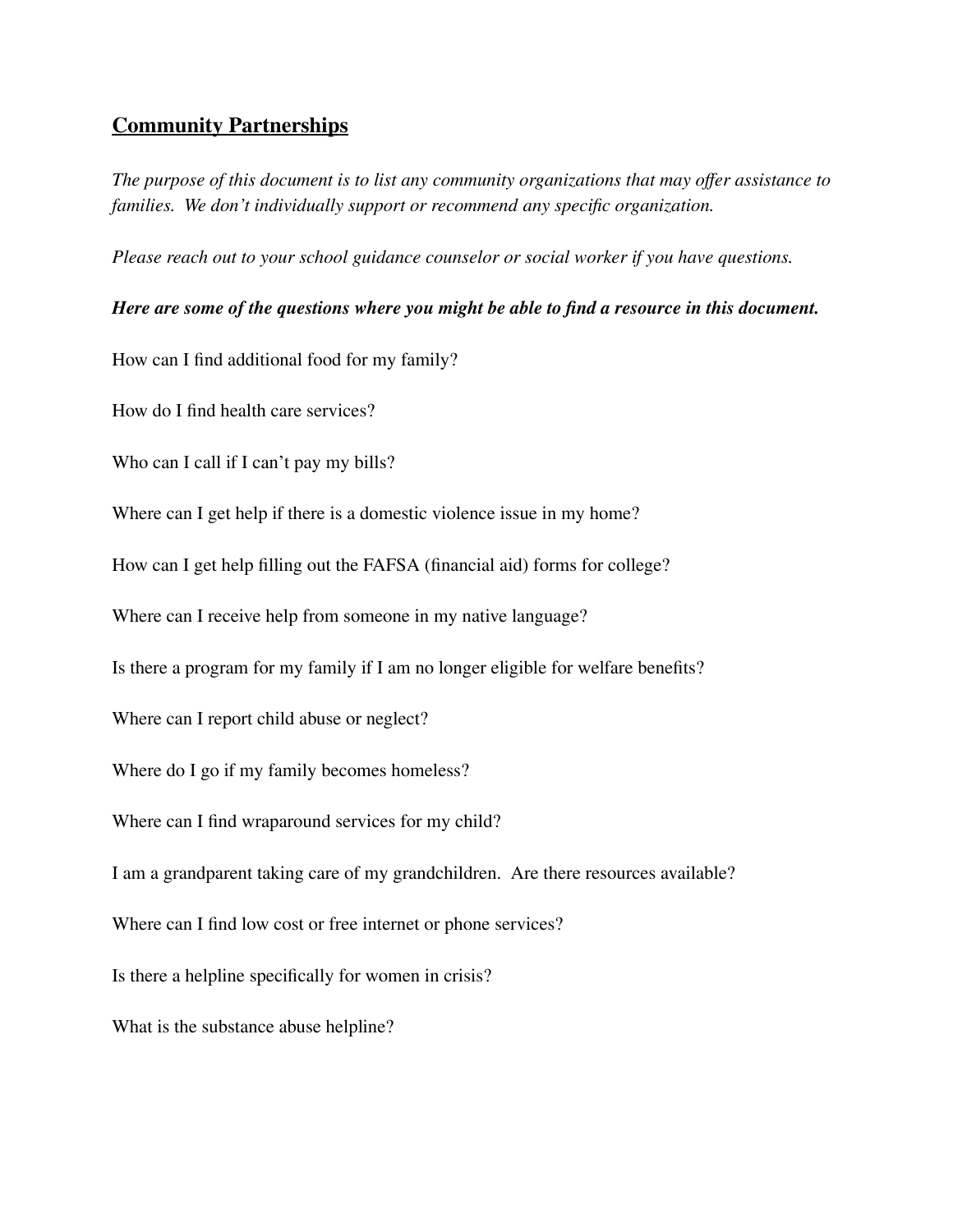## Community Partnerships

*The purpose of this document is to list any community organizations that may offer assistance to families. We don't individually support or recommend any specific organization.*

*Please reach out to your school guidance counselor or social worker if you have questions.*

***Here are some of the questions where you might be able to find a resource in this document.***

How can I find additional food for my family?

How do I find health care services?

Who can I call if I can't pay my bills?

Where can I get help if there is a domestic violence issue in my home?

How can I get help filling out the FAFSA (financial aid) forms for college?

Where can I receive help from someone in my native language?

Is there a program for my family if I am no longer eligible for welfare benefits?

Where can I report child abuse or neglect?

Where do I go if my family becomes homeless?

Where can I find wraparound services for my child?

I am a grandparent taking care of my grandchildren. Are there resources available?

Where can I find low cost or free internet or phone services?

Is there a helpline specifically for women in crisis?

What is the substance abuse helpline?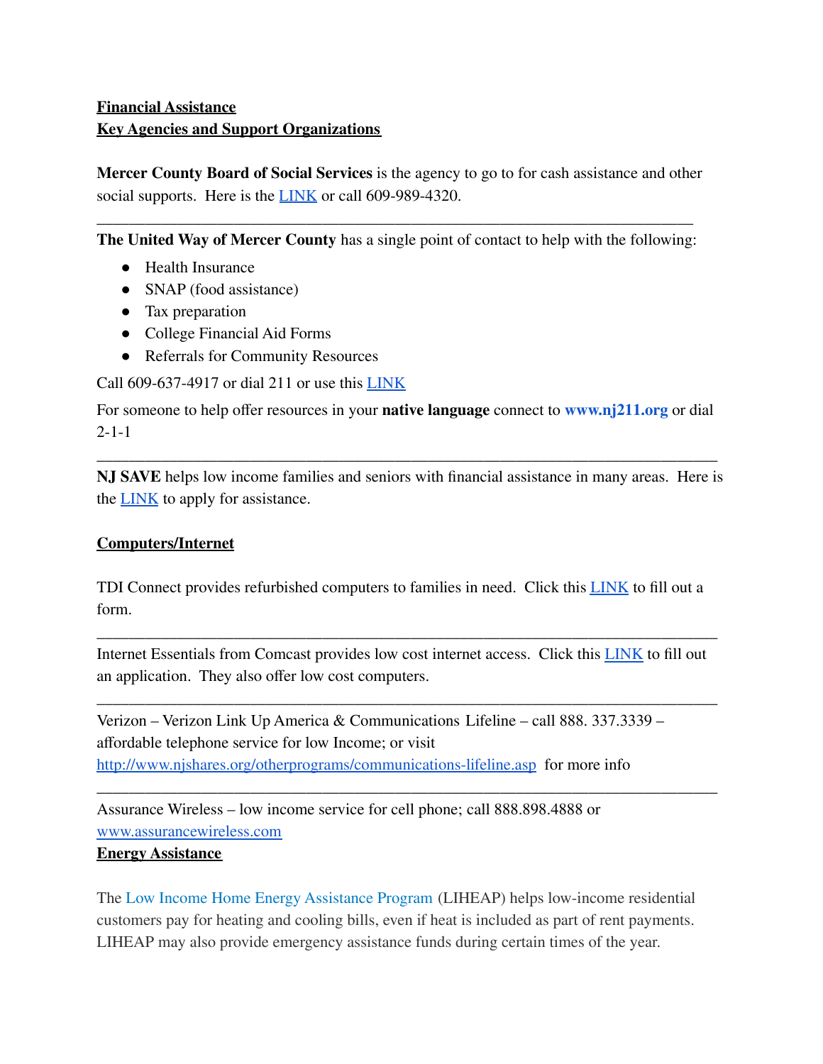## Financial Assistance

## Key Agencies and Support Organizations

**Mercer County Board of Social Services** is the agency to go to for cash assistance and other social supports. Here is the LINK or call 609-989-4320.

---

**The United Way of Mercer County** has a single point of contact to help with the following:

- Health Insurance
- SNAP (food assistance)
- Tax preparation
- College Financial Aid Forms
- Referrals for Community Resources

Call 609-637-4917 or dial 211 or use this LINK

For someone to help offer resources in your **native language** connect to **www.nj211.org** or dial 2-1-1

---

**NJ SAVE** helps low income families and seniors with financial assistance in many areas. Here is the LINK to apply for assistance.

## Computers/Internet

TDI Connect provides refurbished computers to families in need. Click this LINK to fill out a form.

---

Internet Essentials from Comcast provides low cost internet access. Click this LINK to fill out an application. They also offer low cost computers.

---

Verizon – Verizon Link Up America & Communications Lifeline – call 888. 337.3339 – affordable telephone service for low Income; or visit http://www.njshares.org/otherprograms/communications-lifeline.asp for more info

---

Assurance Wireless – low income service for cell phone; call 888.898.4888 or www.assurancewireless.com

## Energy Assistance

The Low Income Home Energy Assistance Program (LIHEAP) helps low-income residential customers pay for heating and cooling bills, even if heat is included as part of rent payments. LIHEAP may also provide emergency assistance funds during certain times of the year.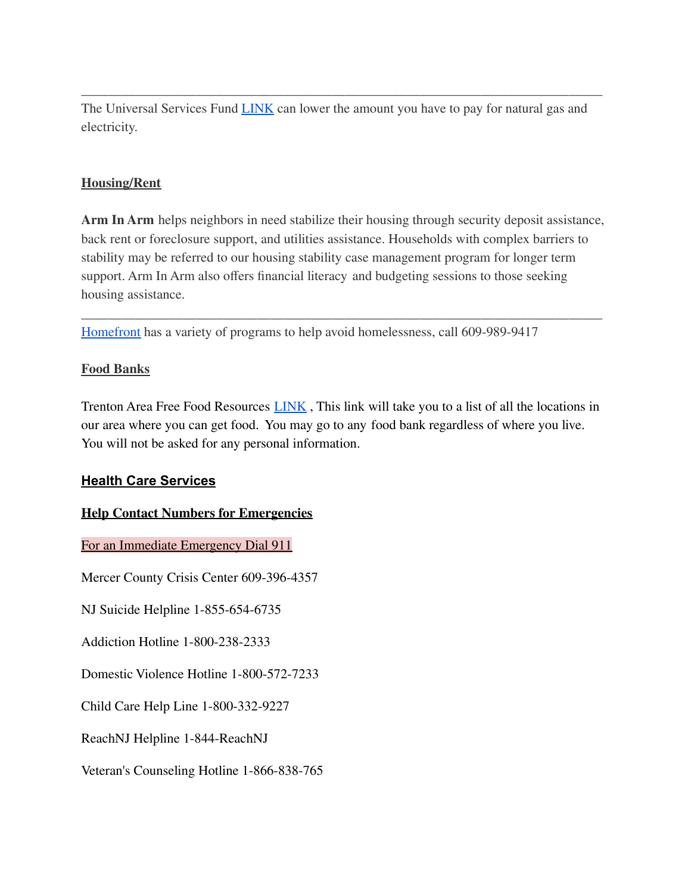---

The Universal Services Fund LINK can lower the amount you have to pay for natural gas and electricity.

## Housing/Rent

**Arm In Arm** helps neighbors in need stabilize their housing through security deposit assistance, back rent or foreclosure support, and utilities assistance. Households with complex barriers to stability may be referred to our housing stability case management program for longer term support. Arm In Arm also offers financial literacy and budgeting sessions to those seeking housing assistance.

---

Homefront has a variety of programs to help avoid homelessness, call 609-989-9417

## Food Banks

Trenton Area Free Food Resources LINK , This link will take you to a list of all the locations in our area where you can get food. You may go to any food bank regardless of where you live. You will not be asked for any personal information.

## Health Care Services

## Help Contact Numbers for Emergencies

For an Immediate Emergency Dial 911

Mercer County Crisis Center 609-396-4357

NJ Suicide Helpline 1-855-654-6735

Addiction Hotline 1-800-238-2333

Domestic Violence Hotline 1-800-572-7233

Child Care Help Line 1-800-332-9227

ReachNJ Helpline 1-844-ReachNJ

Veteran's Counseling Hotline 1-866-838-765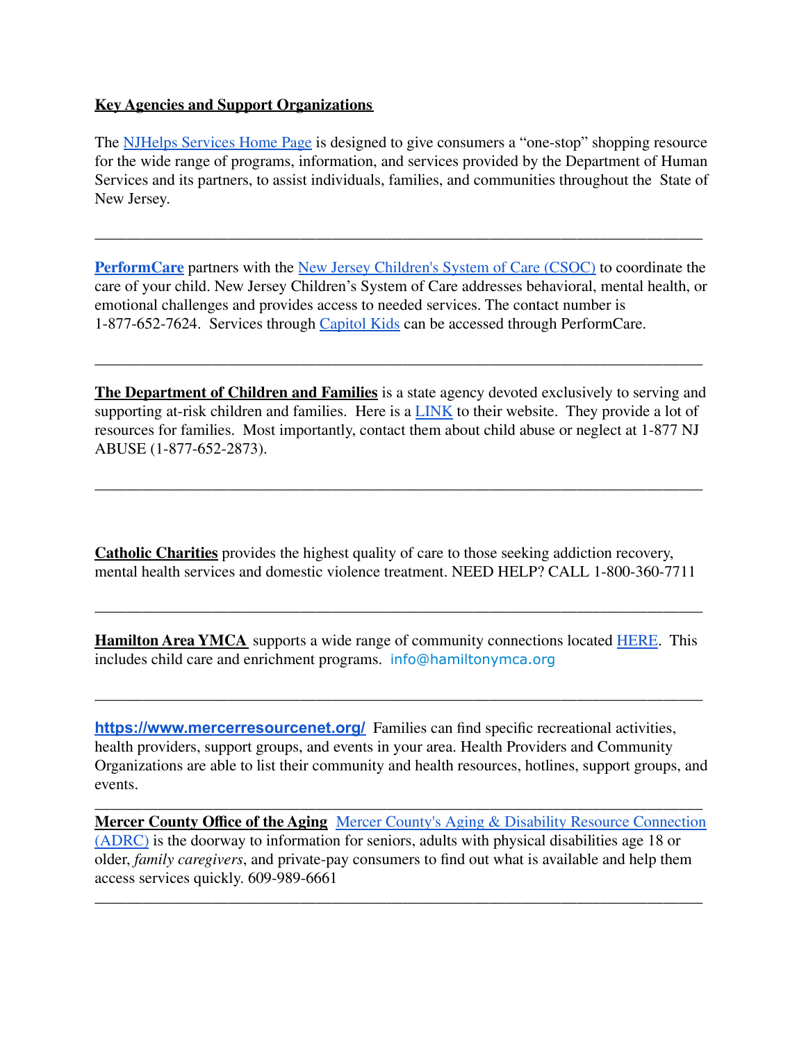**Key Agencies and Support Organizations**

The NJHelps Services Home Page is designed to give consumers a "one-stop" shopping resource for the wide range of programs, information, and services provided by the Department of Human Services and its partners, to assist individuals, families, and communities throughout the State of New Jersey.

---

**PerformCare** partners with the New Jersey Children's System of Care (CSOC) to coordinate the care of your child. New Jersey Children's System of Care addresses behavioral, mental health, or emotional challenges and provides access to needed services. The contact number is 1-877-652-7624. Services through Capitol Kids can be accessed through PerformCare.

---

**The Department of Children and Families** is a state agency devoted exclusively to serving and supporting at-risk children and families. Here is a LINK to their website. They provide a lot of resources for families. Most importantly, contact them about child abuse or neglect at 1-877 NJ ABUSE (1-877-652-2873).

---

**Catholic Charities** provides the highest quality of care to those seeking addiction recovery, mental health services and domestic violence treatment. NEED HELP? CALL 1-800-360-7711

---

**Hamilton Area YMCA** supports a wide range of community connections located HERE. This includes child care and enrichment programs. info@hamiltonymca.org

---

**https://www.mercerresourcenet.org/** Families can find specific recreational activities, health providers, support groups, and events in your area. Health Providers and Community Organizations are able to list their community and health resources, hotlines, support groups, and events.

---

**Mercer County Office of the Aging** Mercer County's Aging & Disability Resource Connection (ADRC) is the doorway to information for seniors, adults with physical disabilities age 18 or older, *family caregivers*, and private-pay consumers to find out what is available and help them access services quickly. 609-989-6661

---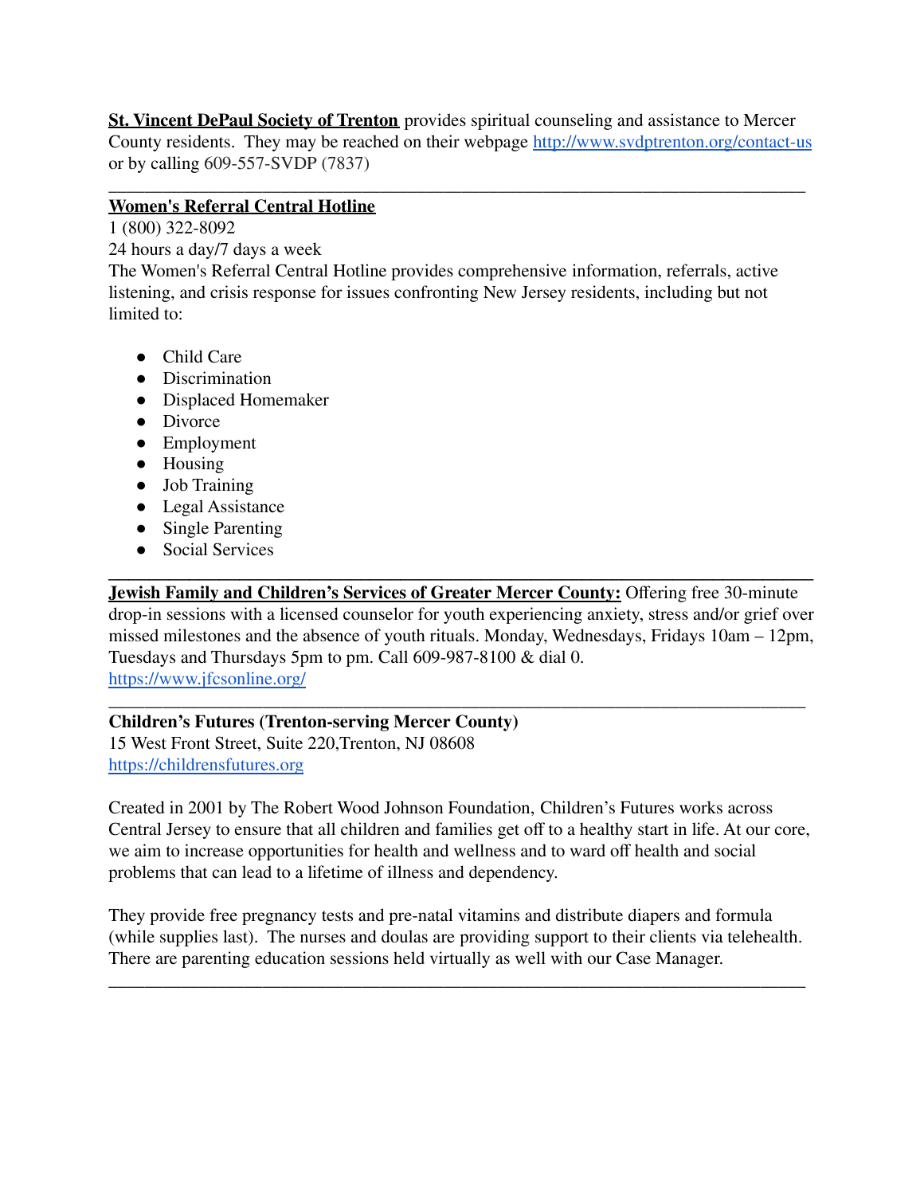**St. Vincent DePaul Society of Trenton** provides spiritual counseling and assistance to Mercer County residents. They may be reached on their webpage [http://www.svdptrenton.org/contact-us](http://www.svdptrenton.org/contact-us) or by calling 609-557-SVDP (7837)

---

**Women's Referral Central Hotline**

1 (800) 322-8092

24 hours a day/7 days a week

The Women's Referral Central Hotline provides comprehensive information, referrals, active listening, and crisis response for issues confronting New Jersey residents, including but not limited to:

- Child Care
- Discrimination
- Displaced Homemaker
- Divorce
- Employment
- Housing
- Job Training
- Legal Assistance
- Single Parenting
- Social Services

---

**Jewish Family and Children's Services of Greater Mercer County:** Offering free 30-minute drop-in sessions with a licensed counselor for youth experiencing anxiety, stress and/or grief over missed milestones and the absence of youth rituals. Monday, Wednesdays, Fridays 10am – 12pm, Tuesdays and Thursdays 5pm to pm. Call 609-987-8100 & dial 0.
[https://www.jfcsonline.org/](https://www.jfcsonline.org/)

---

**Children's Futures (Trenton-serving Mercer County)**

15 West Front Street, Suite 220,Trenton, NJ 08608

[https://childrensfutures.org](https://childrensfutures.org)

Created in 2001 by The Robert Wood Johnson Foundation, Children's Futures works across Central Jersey to ensure that all children and families get off to a healthy start in life. At our core, we aim to increase opportunities for health and wellness and to ward off health and social problems that can lead to a lifetime of illness and dependency.

They provide free pregnancy tests and pre-natal vitamins and distribute diapers and formula (while supplies last). The nurses and doulas are providing support to their clients via telehealth. There are parenting education sessions held virtually as well with our Case Manager.

---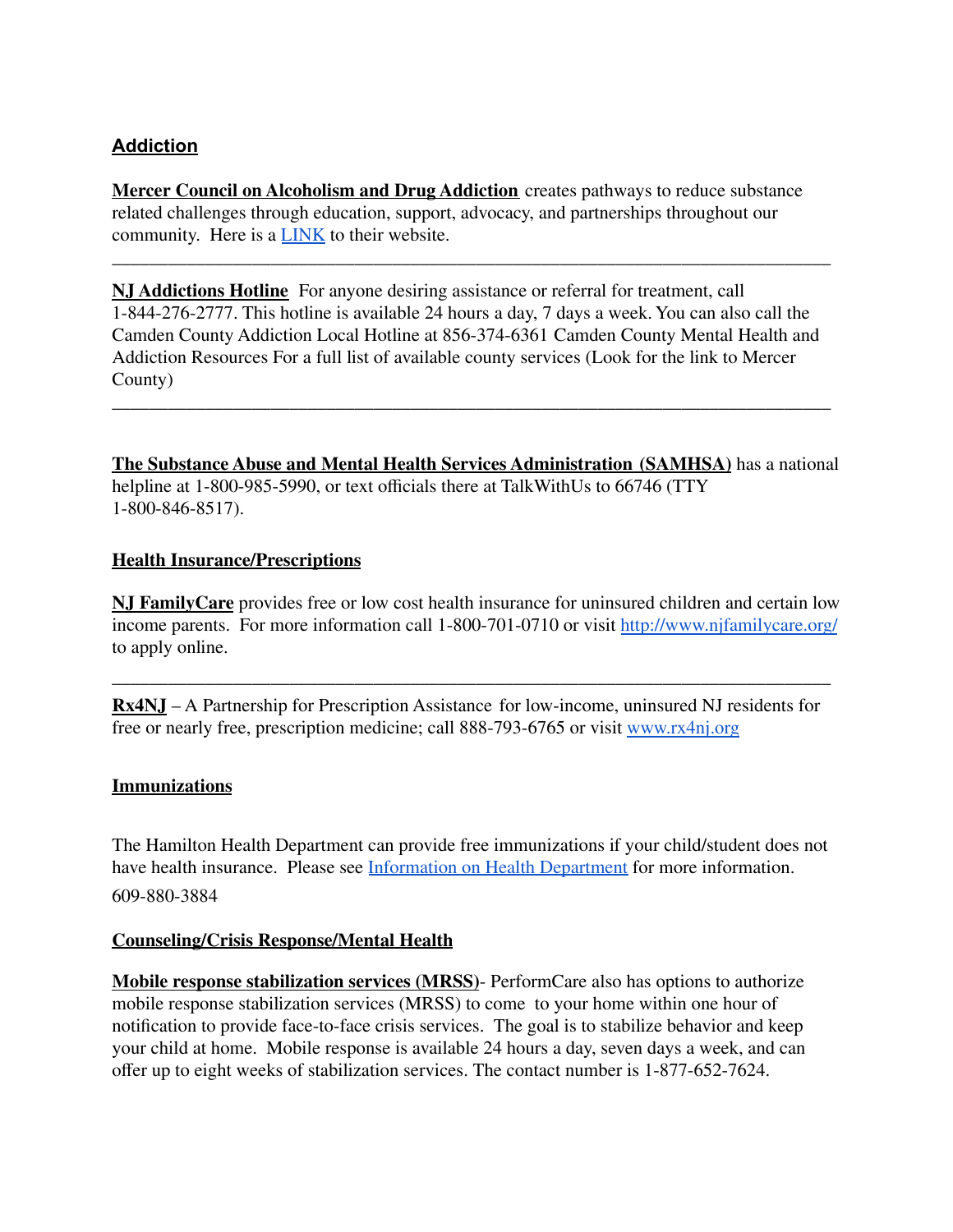## Addiction

**Mercer Council on Alcoholism and Drug Addiction** creates pathways to reduce substance related challenges through education, support, advocacy, and partnerships throughout our community. Here is a LINK to their website.

---

**NJ Addictions Hotline** For anyone desiring assistance or referral for treatment, call 1-844-276-2777. This hotline is available 24 hours a day, 7 days a week. You can also call the Camden County Addiction Local Hotline at 856-374-6361 Camden County Mental Health and Addiction Resources For a full list of available county services (Look for the link to Mercer County)

---

**The Substance Abuse and Mental Health Services Administration (SAMHSA)** has a national helpline at 1-800-985-5990, or text officials there at TalkWithUs to 66746 (TTY 1-800-846-8517).

## Health Insurance/Prescriptions

**NJ FamilyCare** provides free or low cost health insurance for uninsured children and certain low income parents. For more information call 1-800-701-0710 or visit http://www.njfamilycare.org/ to apply online.

---

**Rx4NJ** – A Partnership for Prescription Assistance for low-income, uninsured NJ residents for free or nearly free, prescription medicine; call 888-793-6765 or visit www.rx4nj.org

## Immunizations

The Hamilton Health Department can provide free immunizations if your child/student does not have health insurance. Please see Information on Health Department for more information.

609-880-3884

## Counseling/Crisis Response/Mental Health

**Mobile response stabilization services (MRSS)**- PerformCare also has options to authorize mobile response stabilization services (MRSS) to come to your home within one hour of notification to provide face-to-face crisis services. The goal is to stabilize behavior and keep your child at home. Mobile response is available 24 hours a day, seven days a week, and can offer up to eight weeks of stabilization services. The contact number is 1-877-652-7624.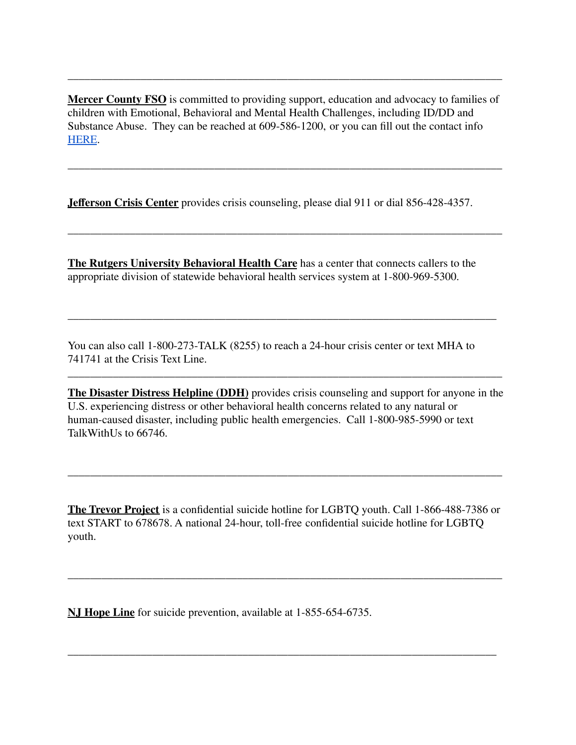---

**Mercer County FSO** is committed to providing support, education and advocacy to families of children with Emotional, Behavioral and Mental Health Challenges, including ID/DD and Substance Abuse. They can be reached at 609-586-1200, or you can fill out the contact info HERE.

---

**Jefferson Crisis Center** provides crisis counseling, please dial 911 or dial 856-428-4357.

---

**The Rutgers University Behavioral Health Care** has a center that connects callers to the appropriate division of statewide behavioral health services system at 1-800-969-5300.

---

You can also call 1-800-273-TALK (8255) to reach a 24-hour crisis center or text MHA to 741741 at the Crisis Text Line.

---

**The Disaster Distress Helpline (DDH)** provides crisis counseling and support for anyone in the U.S. experiencing distress or other behavioral health concerns related to any natural or human-caused disaster, including public health emergencies. Call 1-800-985-5990 or text TalkWithUs to 66746.

---

**The Trevor Project** is a confidential suicide hotline for LGBTQ youth. Call 1-866-488-7386 or text START to 678678. A national 24-hour, toll-free confidential suicide hotline for LGBTQ youth.

---

**NJ Hope Line** for suicide prevention, available at 1-855-654-6735.

---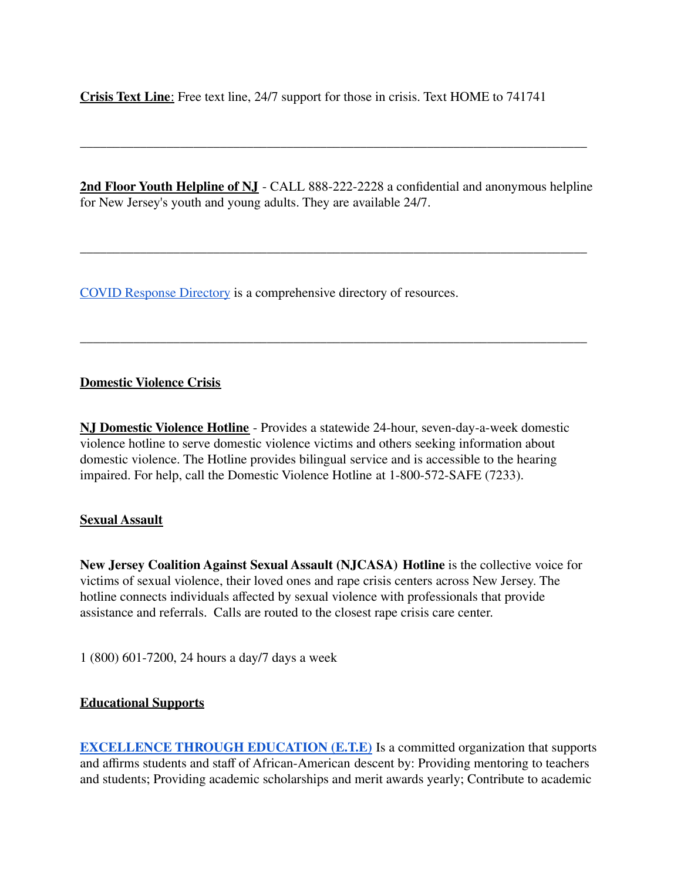**Crisis Text Line**: Free text line, 24/7 support for those in crisis. Text HOME to 741741

---

**2nd Floor Youth Helpline of NJ** - CALL 888-222-2228 a confidential and anonymous helpline for New Jersey's youth and young adults. They are available 24/7.

---

COVID Response Directory is a comprehensive directory of resources.

---

**Domestic Violence Crisis**

**NJ Domestic Violence Hotline** - Provides a statewide 24-hour, seven-day-a-week domestic violence hotline to serve domestic violence victims and others seeking information about domestic violence. The Hotline provides bilingual service and is accessible to the hearing impaired. For help, call the Domestic Violence Hotline at 1-800-572-SAFE (7233).

**Sexual Assault**

**New Jersey Coalition Against Sexual Assault (NJCASA) Hotline** is the collective voice for victims of sexual violence, their loved ones and rape crisis centers across New Jersey. The hotline connects individuals affected by sexual violence with professionals that provide assistance and referrals. Calls are routed to the closest rape crisis care center.

1 (800) 601-7200, 24 hours a day/7 days a week

**Educational Supports**

**EXCELLENCE THROUGH EDUCATION (E.T.E)** Is a committed organization that supports and affirms students and staff of African-American descent by: Providing mentoring to teachers and students; Providing academic scholarships and merit awards yearly; Contribute to academic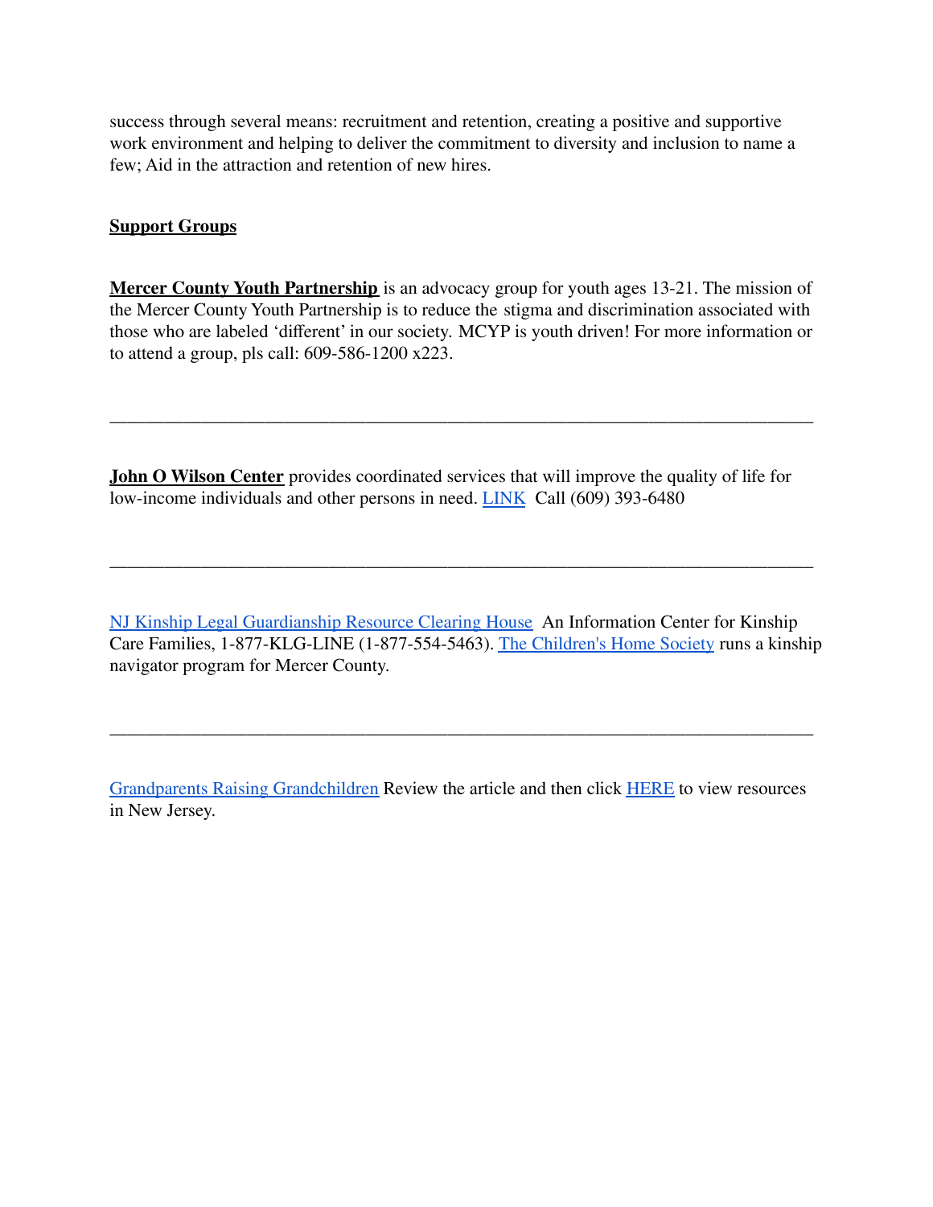success through several means: recruitment and retention, creating a positive and supportive work environment and helping to deliver the commitment to diversity and inclusion to name a few; Aid in the attraction and retention of new hires.

## Support Groups

**Mercer County Youth Partnership** is an advocacy group for youth ages 13-21. The mission of the Mercer County Youth Partnership is to reduce the stigma and discrimination associated with those who are labeled 'different' in our society. MCYP is youth driven! For more information or to attend a group, pls call: 609-586-1200 x223.

---

**John O Wilson Center** provides coordinated services that will improve the quality of life for low-income individuals and other persons in need. LINK Call (609) 393-6480

---

NJ Kinship Legal Guardianship Resource Clearing House An Information Center for Kinship Care Families, 1-877-KLG-LINE (1-877-554-5463). The Children's Home Society runs a kinship navigator program for Mercer County.

---

Grandparents Raising Grandchildren Review the article and then click HERE to view resources in New Jersey.